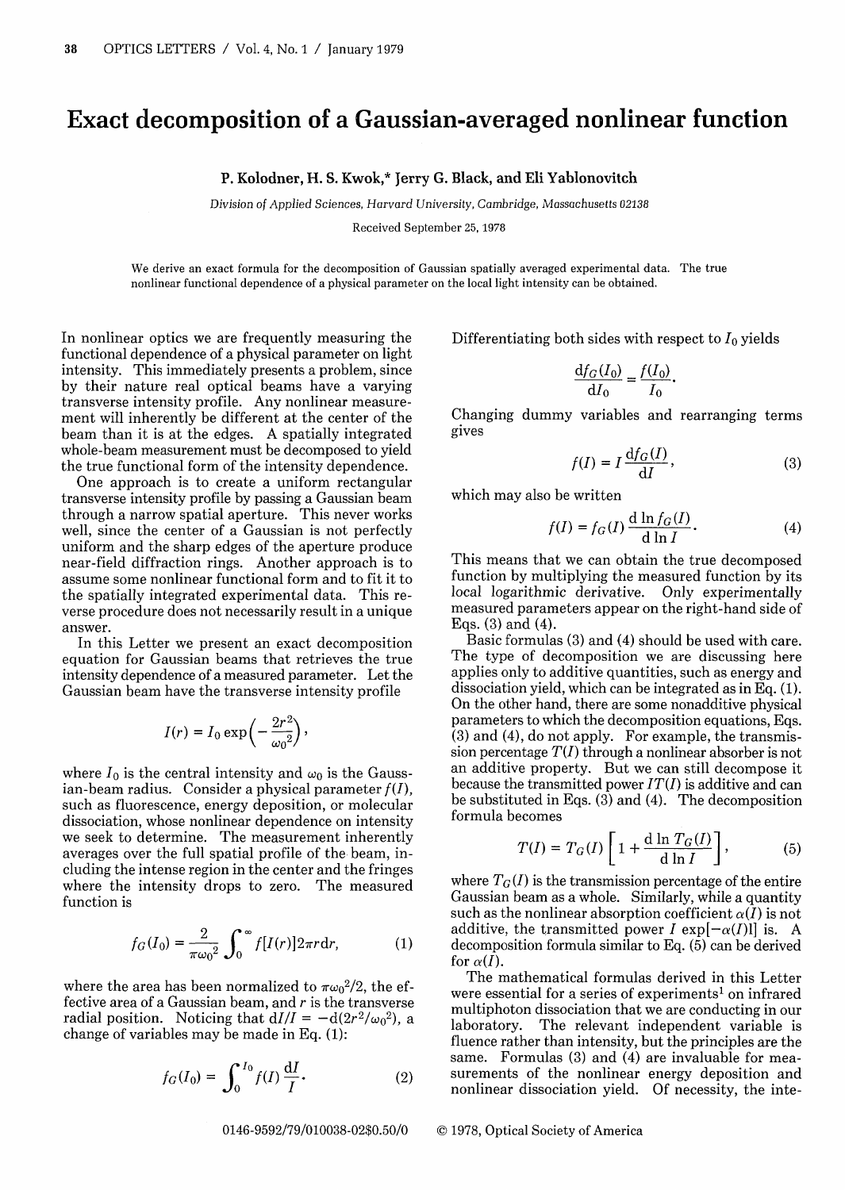# Exact decomposition of a Gaussian-averaged nonlinear function

P. Kolodner, H. S. Kwok,* Jerry G. Black, and Eli Yablonovitch

*Division of Applied Sciences, Harvard University, Cambridge, Massachusetts 02138*

Received September 25, 1978

We derive an exact formula for the decomposition of Gaussian spatially averaged experimental data. The true nonlinear functional dependence of a physical parameter on the local light intensity can be obtained.

In nonlinear optics we are frequently measuring the functional dependence of a physical parameter on light intensity. This immediately presents a problem, since by their nature real optical beams have a varying transverse intensity profile. Any nonlinear measurement will inherently be different at the center of the beam than it is at the edges. A spatially integrated whole-beam measurement must be decomposed to yield the true functional form of the intensity dependence.

One approach is to create a uniform rectangular transverse intensity profile by passing a Gaussian beam through a narrow spatial aperture. This never works well, since the center of a Gaussian is not perfectly uniform and the sharp edges of the aperture produce near-field diffraction rings. Another approach is to assume some nonlinear functional form and to fit it to the spatially integrated experimental data. This reverse procedure does not necessarily result in a unique answer.

In this Letter we present an exact decomposition equation for Gaussian beams that retrieves the true intensity dependence of a measured parameter. Let the Gaussian beam have the transverse intensity profile

$$I(r) = I_0 \exp\left(-\frac{2r^2}{\omega_0^2}\right),$$

where $I_0$ is the central intensity and $\omega_0$ is the Gaussian-beam radius. Consider a physical parameter $f(I)$, such as fluorescence, energy deposition, or molecular dissociation, whose nonlinear dependence on intensity we seek to determine. The measurement inherently averages over the full spatial profile of the beam, including the intense region in the center and the fringes where the intensity drops to zero. The measured function is

$$f_G(I_0) = \frac{2}{\pi\omega_0^2}\int_0^\infty f[I(r)]2\pi r \mathrm{d}r, \tag{1}$$

where the area has been normalized to $\pi\omega_0^2/2$, the effective area of a Gaussian beam, and $r$ is the transverse radial position. Noticing that $\mathrm{d}I/I = -\mathrm{d}(2r^2/\omega_0^2)$, a change of variables may be made in Eq. (1):

$$f_G(I_0) = \int_0^{I_0} f(I)\frac{\mathrm{d}I}{I}. \tag{2}$$

Differentiating both sides with respect to $I_0$ yields

$$\frac{\mathrm{d}f_G(I_0)}{\mathrm{d}I_0} = \frac{f(I_0)}{I_0}.$$

Changing dummy variables and rearranging terms gives

$$f(I) = I\frac{\mathrm{d}f_G(I)}{\mathrm{d}I}, \tag{3}$$

which may also be written

$$f(I) = f_G(I)\frac{\mathrm{d}\ln f_G(I)}{\mathrm{d}\ln I}. \tag{4}$$

This means that we can obtain the true decomposed function by multiplying the measured function by its local logarithmic derivative. Only experimentally measured parameters appear on the right-hand side of Eqs. (3) and (4).

Basic formulas (3) and (4) should be used with care. The type of decomposition we are discussing here applies only to additive quantities, such as energy and dissociation yield, which can be integrated as in Eq. (1). On the other hand, there are some nonadditive physical parameters to which the decomposition equations, Eqs. (3) and (4), do not apply. For example, the transmission percentage $T(I)$ through a nonlinear absorber is not an additive property. But we can still decompose it because the transmitted power $IT(I)$ is additive and can be substituted in Eqs. (3) and (4). The decomposition formula becomes

$$T(I) = T_G(I)\left[1 + \frac{\mathrm{d}\ln T_G(I)}{\mathrm{d}\ln I}\right], \tag{5}$$

where $T_G(I)$ is the transmission percentage of the entire Gaussian beam as a whole. Similarly, while a quantity such as the nonlinear absorption coefficient $\alpha(I)$ is not additive, the transmitted power $I\exp[-\alpha(I)l]$ is. A decomposition formula similar to Eq. (5) can be derived for $\alpha(I)$.

The mathematical formulas derived in this Letter were essential for a series of experiments[1] on infrared multiphoton dissociation that we are conducting in our laboratory. The relevant independent variable is fluence rather than intensity, but the principles are the same. Formulas (3) and (4) are invaluable for measurements of the nonlinear energy deposition and nonlinear dissociation yield. Of necessity, the inte-

0146-9592/79/010038-02$0.50/0 © 1978, Optical Society of America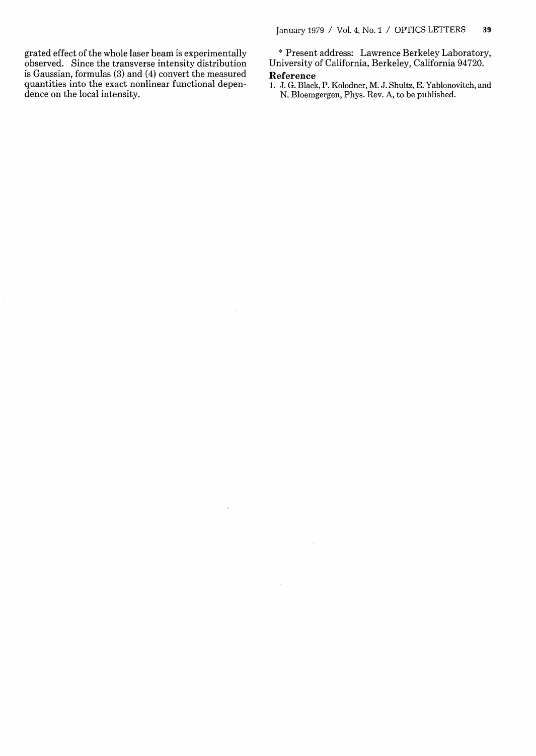grated effect of the whole laser beam is experimentally observed. Since the transverse intensity distribution is Gaussian, formulas (3) and (4) convert the measured quantities into the exact nonlinear functional dependence on the local intensity.

* Present address: Lawrence Berkeley Laboratory, University of California, Berkeley, California 94720.

## Reference

1. J. G. Black, P. Kolodner, M. J. Shultz, E. Yablonovitch, and N. Bloemgergen, Phys. Rev. A, to be published.